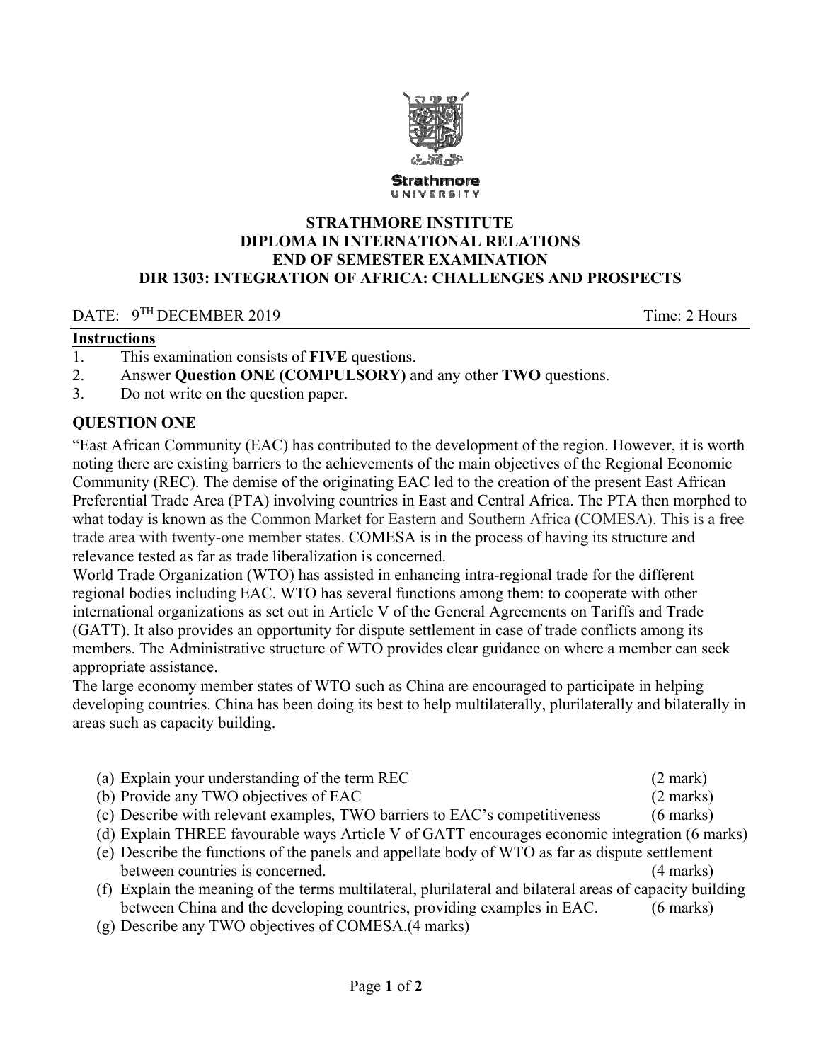Strathmore
UNIVERSITY

**STRATHMORE INSTITUTE**
**DIPLOMA IN INTERNATIONAL RELATIONS**
**END OF SEMESTER EXAMINATION**
**DIR 1303: INTEGRATION OF AFRICA: CHALLENGES AND PROSPECTS**

DATE: 9TH DECEMBER 2019 Time: 2 Hours

**Instructions**

1. This examination consists of **FIVE** questions.
2. Answer **Question ONE (COMPULSORY)** and any other **TWO** questions.
3. Do not write on the question paper.

## QUESTION ONE

"East African Community (EAC) has contributed to the development of the region. However, it is worth noting there are existing barriers to the achievements of the main objectives of the Regional Economic Community (REC). The demise of the originating EAC led to the creation of the present East African Preferential Trade Area (PTA) involving countries in East and Central Africa. The PTA then morphed to what today is known as the Common Market for Eastern and Southern Africa (COMESA). This is a free trade area with twenty-one member states. COMESA is in the process of having its structure and relevance tested as far as trade liberalization is concerned.

World Trade Organization (WTO) has assisted in enhancing intra-regional trade for the different regional bodies including EAC. WTO has several functions among them: to cooperate with other international organizations as set out in Article V of the General Agreements on Tariffs and Trade (GATT). It also provides an opportunity for dispute settlement in case of trade conflicts among its members. The Administrative structure of WTO provides clear guidance on where a member can seek appropriate assistance.

The large economy member states of WTO such as China are encouraged to participate in helping developing countries. China has been doing its best to help multilaterally, plurilaterally and bilaterally in areas such as capacity building.

(a) Explain your understanding of the term REC (2 mark)

(b) Provide any TWO objectives of EAC (2 marks)

(c) Describe with relevant examples, TWO barriers to EAC's competitiveness (6 marks)

(d) Explain THREE favourable ways Article V of GATT encourages economic integration (6 marks)

(e) Describe the functions of the panels and appellate body of WTO as far as dispute settlement between countries is concerned. (4 marks)

(f) Explain the meaning of the terms multilateral, plurilateral and bilateral areas of capacity building between China and the developing countries, providing examples in EAC. (6 marks)

(g) Describe any TWO objectives of COMESA.(4 marks)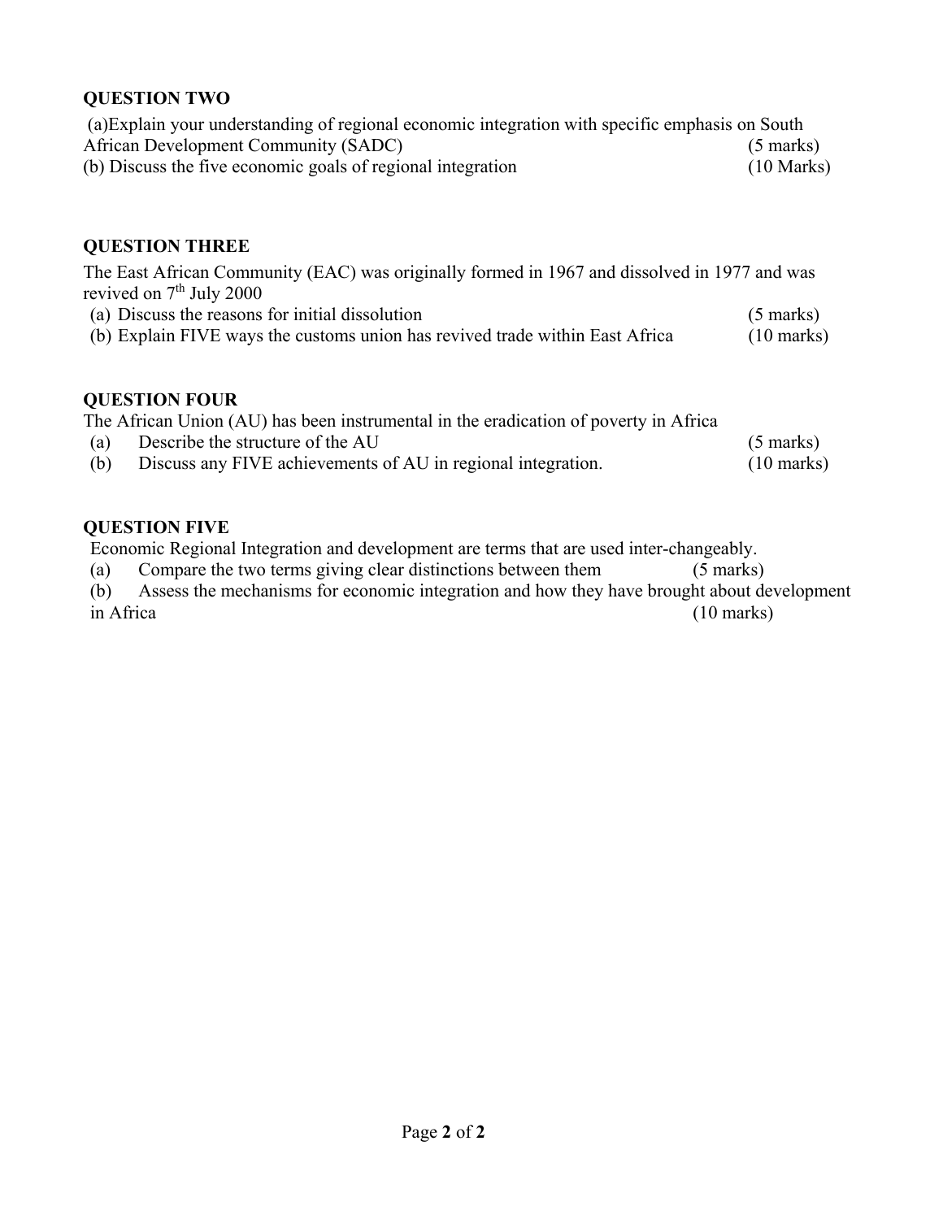**QUESTION TWO**

(a)Explain your understanding of regional economic integration with specific emphasis on South African Development Community (SADC) (5 marks)

(b) Discuss the five economic goals of regional integration (10 Marks)

**QUESTION THREE**

The East African Community (EAC) was originally formed in 1967 and dissolved in 1977 and was revived on 7th July 2000

(a) Discuss the reasons for initial dissolution (5 marks)

(b) Explain FIVE ways the customs union has revived trade within East Africa (10 marks)

**QUESTION FOUR**

The African Union (AU) has been instrumental in the eradication of poverty in Africa

(a) Describe the structure of the AU (5 marks)

(b) Discuss any FIVE achievements of AU in regional integration. (10 marks)

**QUESTION FIVE**

Economic Regional Integration and development are terms that are used inter-changeably.

(a) Compare the two terms giving clear distinctions between them (5 marks)

(b) Assess the mechanisms for economic integration and how they have brought about development in Africa (10 marks)